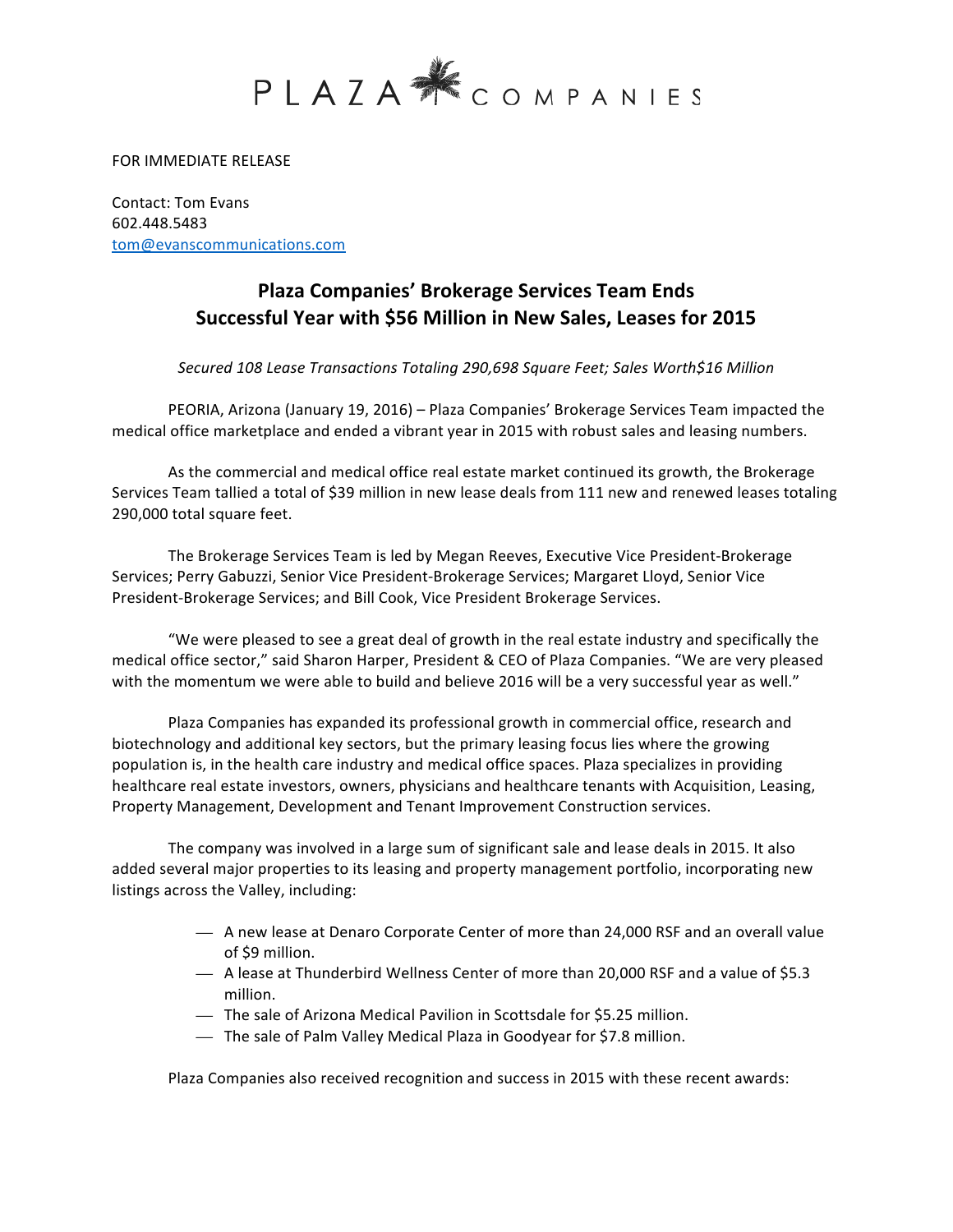# PLAZA COMPANIES

FOR IMMEDIATE RELEASE

Contact: Tom Evans
602.448.5483
tom@evanscommunications.com

## Plaza Companies' Brokerage Services Team Ends Successful Year with $56 Million in New Sales, Leases for 2015

*Secured 108 Lease Transactions Totaling 290,698 Square Feet; Sales Worth$16 Million*

PEORIA, Arizona (January 19, 2016) – Plaza Companies' Brokerage Services Team impacted the medical office marketplace and ended a vibrant year in 2015 with robust sales and leasing numbers.

As the commercial and medical office real estate market continued its growth, the Brokerage Services Team tallied a total of $39 million in new lease deals from 111 new and renewed leases totaling 290,000 total square feet.

The Brokerage Services Team is led by Megan Reeves, Executive Vice President-Brokerage Services; Perry Gabuzzi, Senior Vice President-Brokerage Services; Margaret Lloyd, Senior Vice President-Brokerage Services; and Bill Cook, Vice President Brokerage Services.

"We were pleased to see a great deal of growth in the real estate industry and specifically the medical office sector," said Sharon Harper, President & CEO of Plaza Companies. "We are very pleased with the momentum we were able to build and believe 2016 will be a very successful year as well."

Plaza Companies has expanded its professional growth in commercial office, research and biotechnology and additional key sectors, but the primary leasing focus lies where the growing population is, in the health care industry and medical office spaces. Plaza specializes in providing healthcare real estate investors, owners, physicians and healthcare tenants with Acquisition, Leasing, Property Management, Development and Tenant Improvement Construction services.

The company was involved in a large sum of significant sale and lease deals in 2015. It also added several major properties to its leasing and property management portfolio, incorporating new listings across the Valley, including:

- A new lease at Denaro Corporate Center of more than 24,000 RSF and an overall value of $9 million.
- A lease at Thunderbird Wellness Center of more than 20,000 RSF and a value of $5.3 million.
- The sale of Arizona Medical Pavilion in Scottsdale for $5.25 million.
- The sale of Palm Valley Medical Plaza in Goodyear for $7.8 million.

Plaza Companies also received recognition and success in 2015 with these recent awards: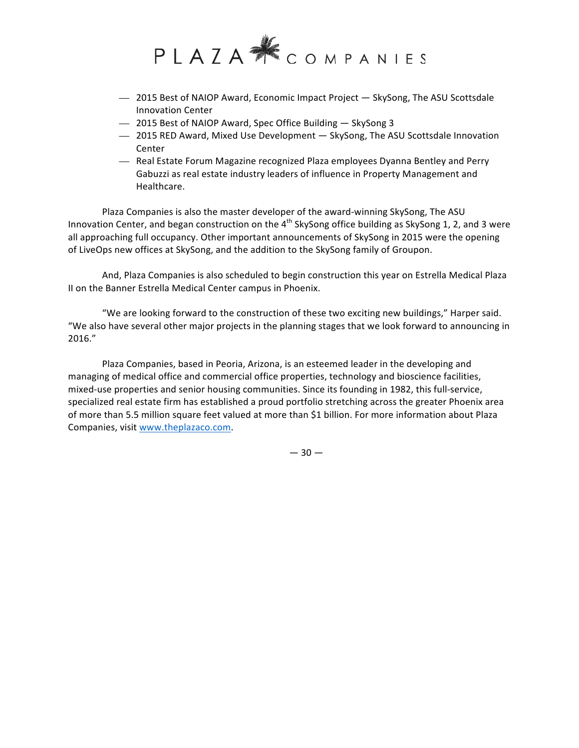- 2015 Best of NAIOP Award, Economic Impact Project — SkySong, The ASU Scottsdale Innovation Center
- 2015 Best of NAIOP Award, Spec Office Building — SkySong 3
- 2015 RED Award, Mixed Use Development — SkySong, The ASU Scottsdale Innovation Center
- Real Estate Forum Magazine recognized Plaza employees Dyanna Bentley and Perry Gabuzzi as real estate industry leaders of influence in Property Management and Healthcare.

Plaza Companies is also the master developer of the award-winning SkySong, The ASU Innovation Center, and began construction on the 4th SkySong office building as SkySong 1, 2, and 3 were all approaching full occupancy. Other important announcements of SkySong in 2015 were the opening of LiveOps new offices at SkySong, and the addition to the SkySong family of Groupon.

And, Plaza Companies is also scheduled to begin construction this year on Estrella Medical Plaza II on the Banner Estrella Medical Center campus in Phoenix.

"We are looking forward to the construction of these two exciting new buildings," Harper said. "We also have several other major projects in the planning stages that we look forward to announcing in 2016."

Plaza Companies, based in Peoria, Arizona, is an esteemed leader in the developing and managing of medical office and commercial office properties, technology and bioscience facilities, mixed-use properties and senior housing communities. Since its founding in 1982, this full-service, specialized real estate firm has established a proud portfolio stretching across the greater Phoenix area of more than 5.5 million square feet valued at more than $1 billion. For more information about Plaza Companies, visit www.theplazaco.com.

— 30 —